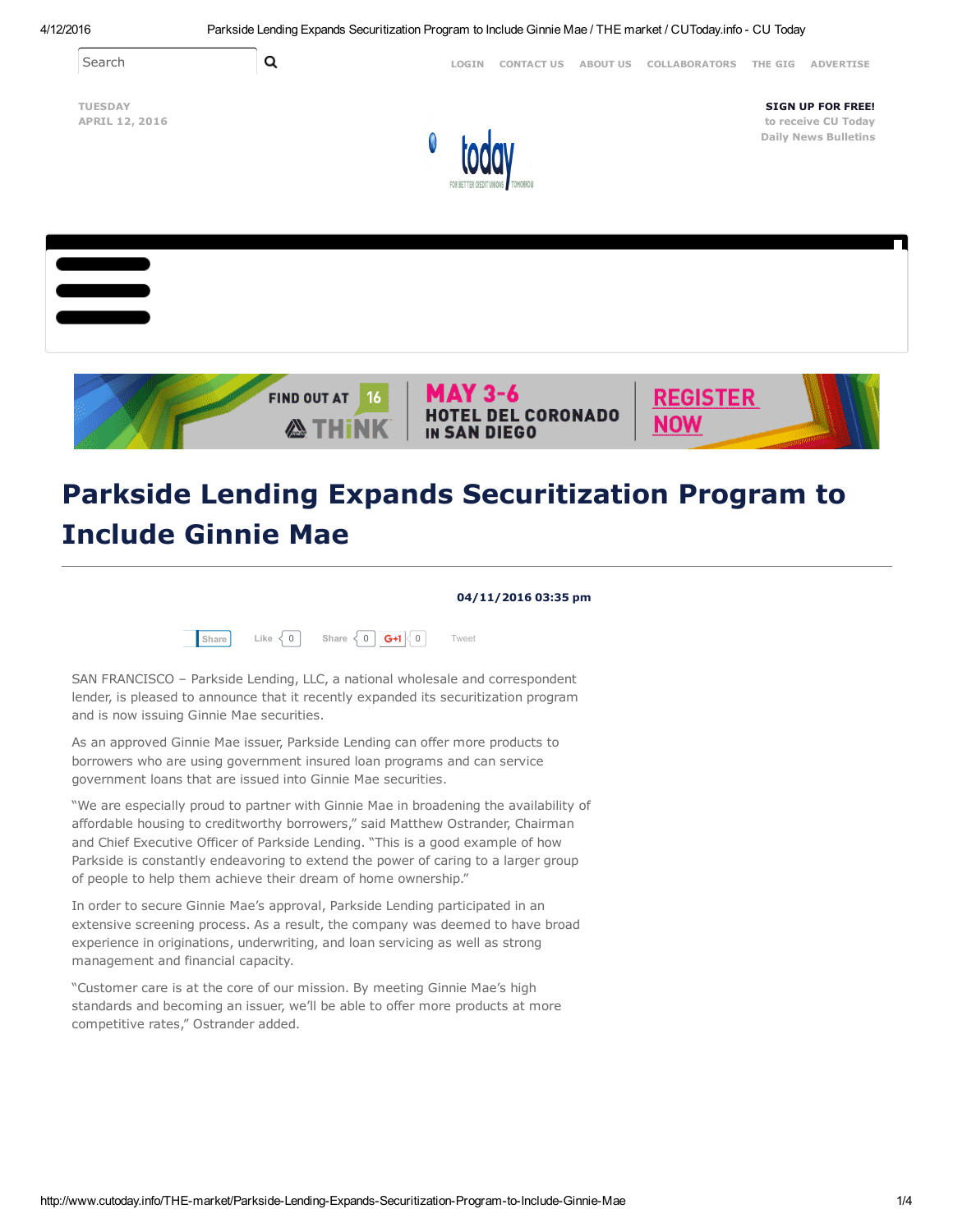# Parkside Lending Expands Securitization Program to Include Ginnie Mae

**04/11/2016 03:35 pm**

SAN FRANCISCO – Parkside Lending, LLC, a national wholesale and correspondent lender, is pleased to announce that it recently expanded its securitization program and is now issuing Ginnie Mae securities.

As an approved Ginnie Mae issuer, Parkside Lending can offer more products to borrowers who are using government insured loan programs and can service government loans that are issued into Ginnie Mae securities.

"We are especially proud to partner with Ginnie Mae in broadening the availability of affordable housing to creditworthy borrowers," said Matthew Ostrander, Chairman and Chief Executive Officer of Parkside Lending. "This is a good example of how Parkside is constantly endeavoring to extend the power of caring to a larger group of people to help them achieve their dream of home ownership."

In order to secure Ginnie Mae's approval, Parkside Lending participated in an extensive screening process. As a result, the company was deemed to have broad experience in originations, underwriting, and loan servicing as well as strong management and financial capacity.

"Customer care is at the core of our mission. By meeting Ginnie Mae's high standards and becoming an issuer, we'll be able to offer more products at more competitive rates," Ostrander added.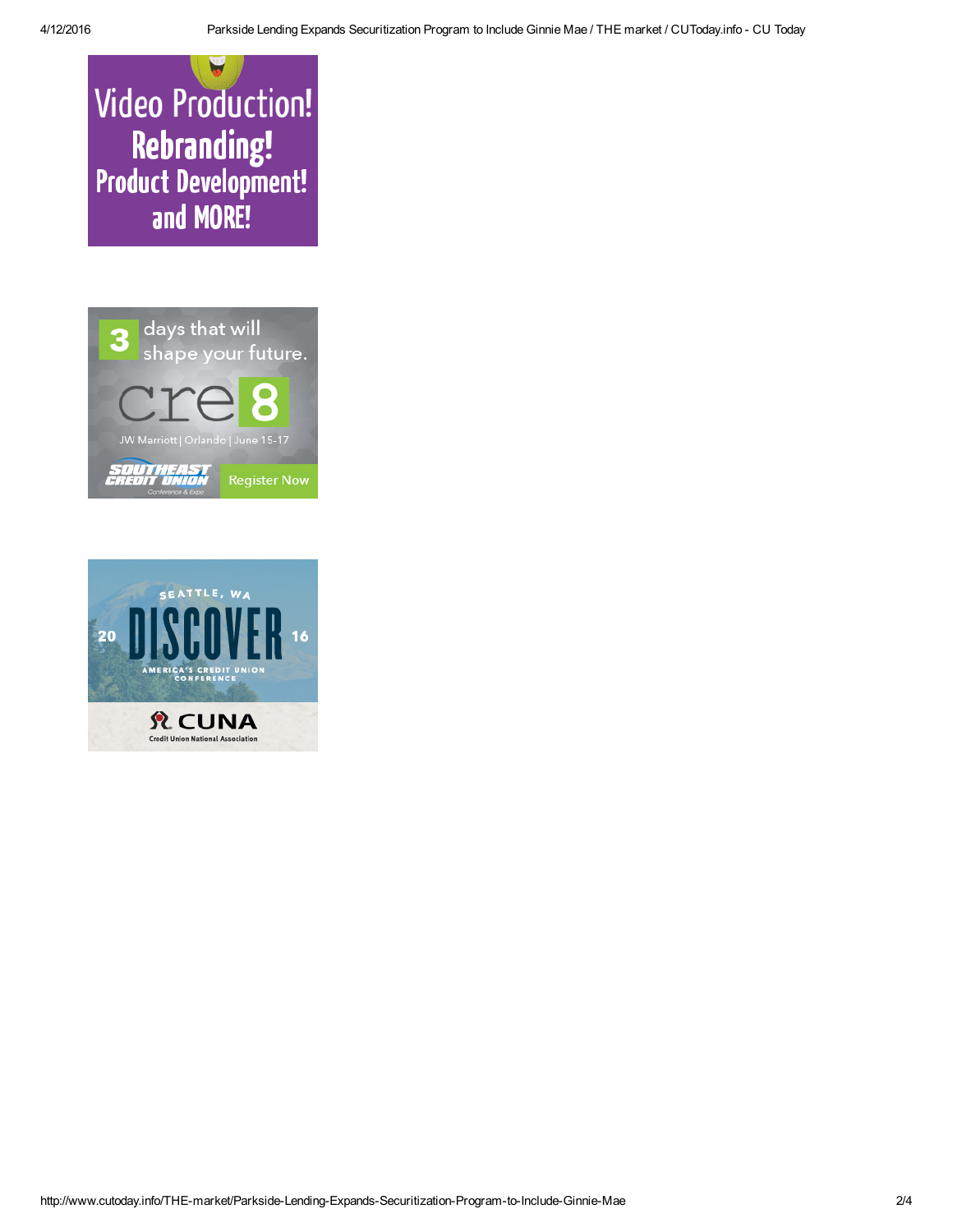Video Production!
Rebranding!
Product Development!
and MORE!

3 days that will shape your future.

cre8

JW Marriott | Orlando | June 15-17

SOUTHEAST CREDIT UNION Conference & Expo

Register Now

SEATTLE, WA

20 DISCOVER 16

AMERICA'S CREDIT UNION CONFERENCE

CUNA
Credit Union National Association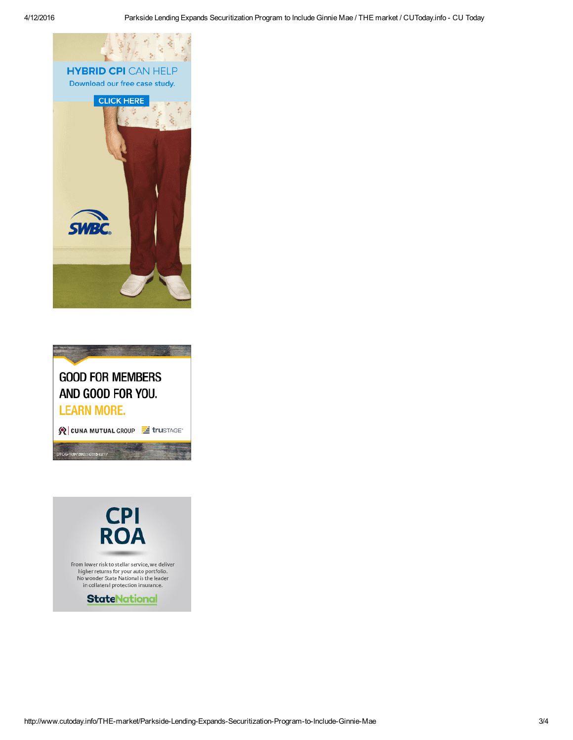HYBRID CPI CAN HELP

Download our free case study.

CLICK HERE

SWBC

GOOD FOR MEMBERS AND GOOD FOR YOU.

LEARN MORE.

CUNA MUTUAL GROUP truSTAGE

DTCG-1097390.1-0115-0217

CPI ROA

From lower risk to stellar service, we deliver higher returns for your auto portfolio. No wonder State National is the leader in collateral protection insurance.

StateNational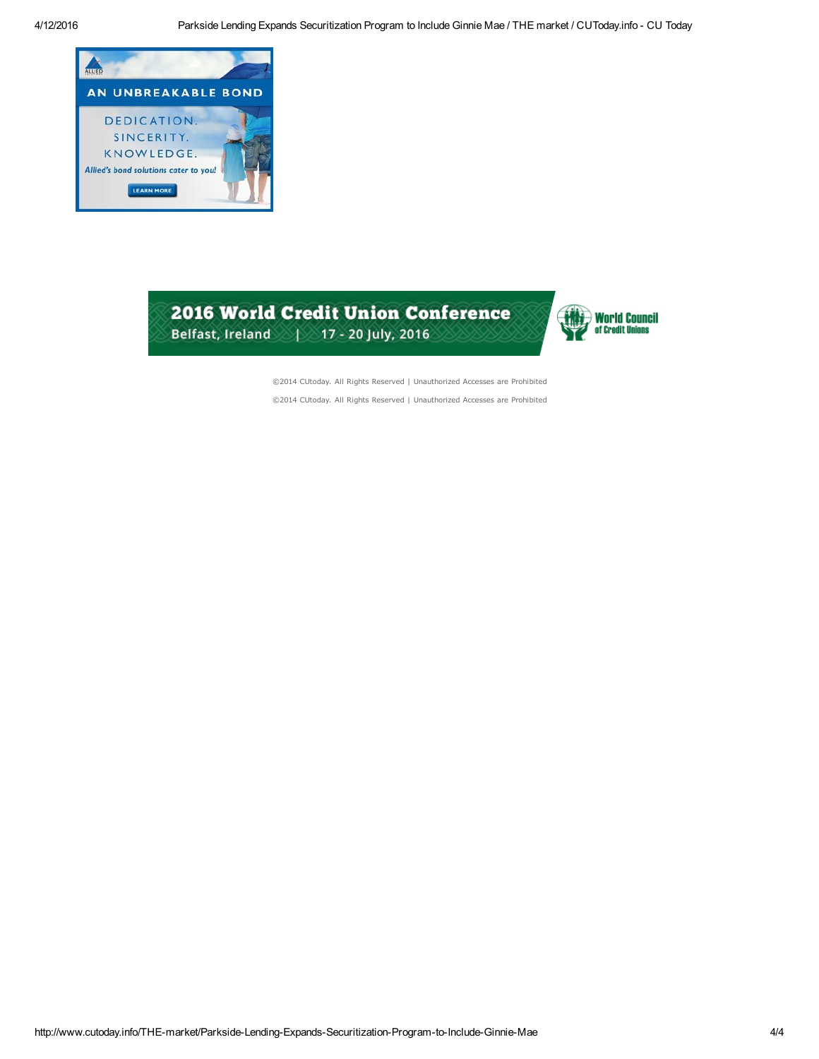AN UNBREAKABLE BOND

DEDICATION.
SINCERITY.
KNOWLEDGE.

Allied's bond solutions cater to you!

LEARN MORE

2016 World Credit Union Conference

Belfast, Ireland | 17 - 20 July, 2016

World Council of Credit Unions

©2014 CUtoday. All Rights Reserved | Unauthorized Accesses are Prohibited

©2014 CUtoday. All Rights Reserved | Unauthorized Accesses are Prohibited